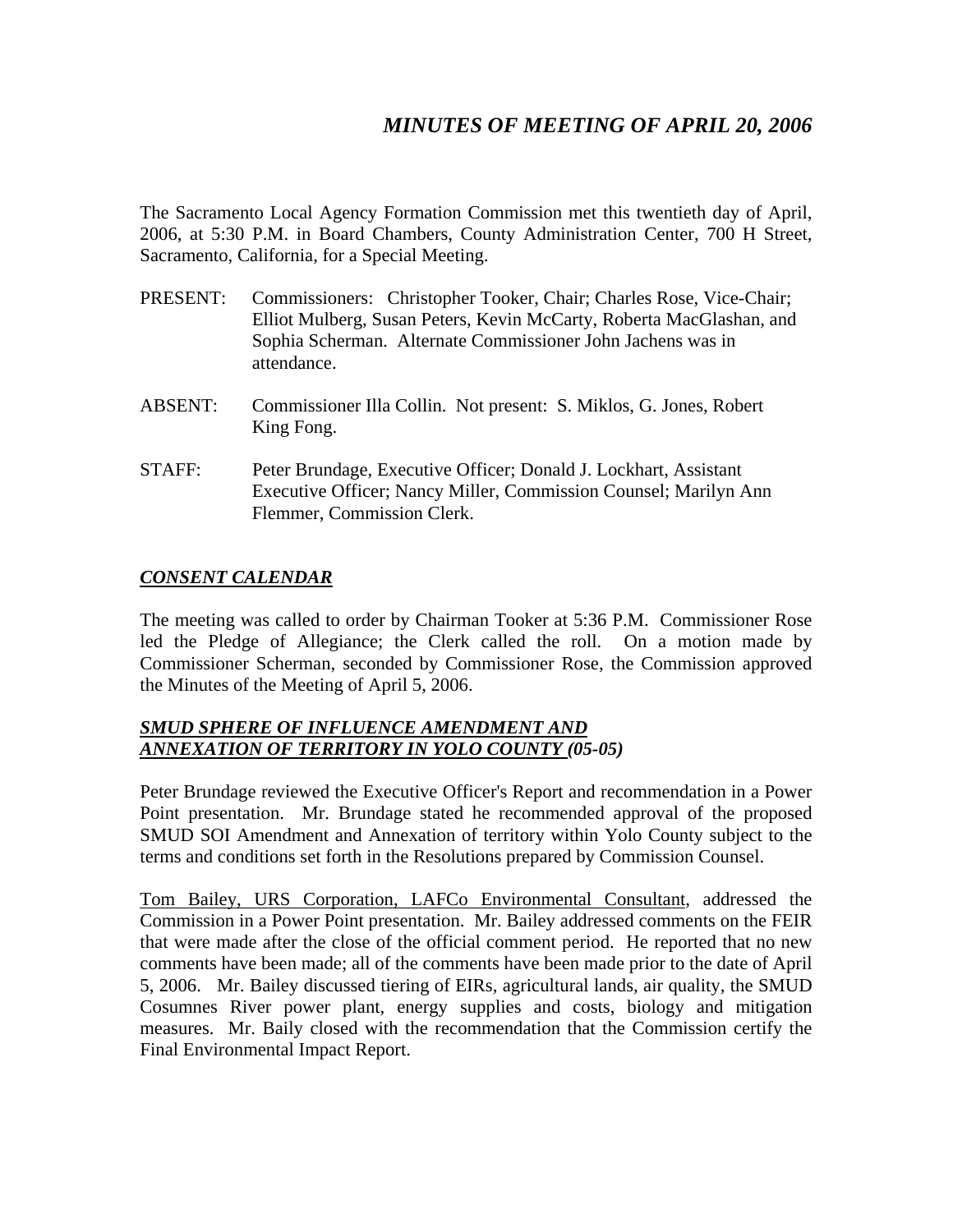# *MINUTES OF MEETING OF APRIL 20, 2006*

The Sacramento Local Agency Formation Commission met this twentieth day of April, 2006, at 5:30 P.M. in Board Chambers, County Administration Center, 700 H Street, Sacramento, California, for a Special Meeting.

PRESENT: Commissioners: Christopher Tooker, Chair; Charles Rose, Vice-Chair; Elliot Mulberg, Susan Peters, Kevin McCarty, Roberta MacGlashan, and Sophia Scherman. Alternate Commissioner John Jachens was in attendance.

ABSENT: Commissioner Illa Collin. Not present: S. Miklos, G. Jones, Robert King Fong.

STAFF: Peter Brundage, Executive Officer; Donald J. Lockhart, Assistant Executive Officer; Nancy Miller, Commission Counsel; Marilyn Ann Flemmer, Commission Clerk.

## ***CONSENT CALENDAR***

The meeting was called to order by Chairman Tooker at 5:36 P.M. Commissioner Rose led the Pledge of Allegiance; the Clerk called the roll. On a motion made by Commissioner Scherman, seconded by Commissioner Rose, the Commission approved the Minutes of the Meeting of April 5, 2006.

## ***SMUD SPHERE OF INFLUENCE AMENDMENT AND ANNEXATION OF TERRITORY IN YOLO COUNTY (05-05)***

Peter Brundage reviewed the Executive Officer's Report and recommendation in a Power Point presentation. Mr. Brundage stated he recommended approval of the proposed SMUD SOI Amendment and Annexation of territory within Yolo County subject to the terms and conditions set forth in the Resolutions prepared by Commission Counsel.

Tom Bailey, URS Corporation, LAFCo Environmental Consultant, addressed the Commission in a Power Point presentation. Mr. Bailey addressed comments on the FEIR that were made after the close of the official comment period. He reported that no new comments have been made; all of the comments have been made prior to the date of April 5, 2006. Mr. Bailey discussed tiering of EIRs, agricultural lands, air quality, the SMUD Cosumnes River power plant, energy supplies and costs, biology and mitigation measures. Mr. Baily closed with the recommendation that the Commission certify the Final Environmental Impact Report.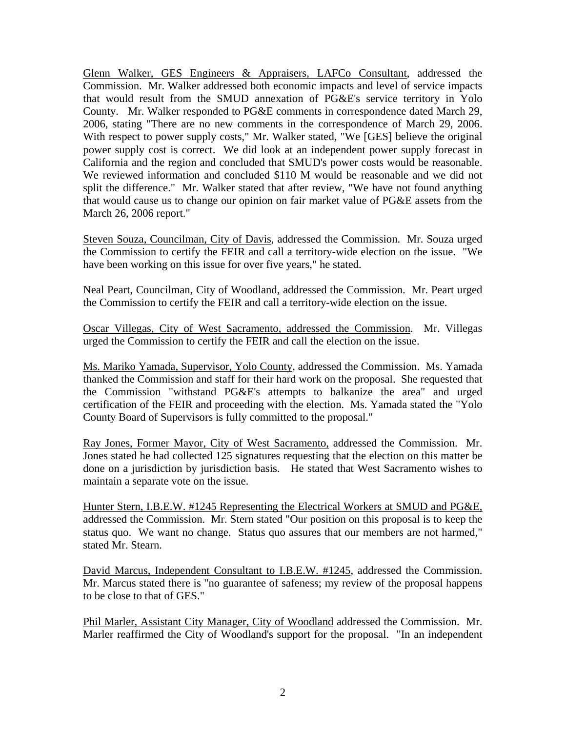Glenn Walker, GES Engineers & Appraisers, LAFCo Consultant, addressed the Commission. Mr. Walker addressed both economic impacts and level of service impacts that would result from the SMUD annexation of PG&E's service territory in Yolo County. Mr. Walker responded to PG&E comments in correspondence dated March 29, 2006, stating "There are no new comments in the correspondence of March 29, 2006. With respect to power supply costs," Mr. Walker stated, "We [GES] believe the original power supply cost is correct. We did look at an independent power supply forecast in California and the region and concluded that SMUD's power costs would be reasonable. We reviewed information and concluded $110 M would be reasonable and we did not split the difference." Mr. Walker stated that after review, "We have not found anything that would cause us to change our opinion on fair market value of PG&E assets from the March 26, 2006 report."

Steven Souza, Councilman, City of Davis, addressed the Commission. Mr. Souza urged the Commission to certify the FEIR and call a territory-wide election on the issue. "We have been working on this issue for over five years," he stated.

Neal Peart, Councilman, City of Woodland, addressed the Commission. Mr. Peart urged the Commission to certify the FEIR and call a territory-wide election on the issue.

Oscar Villegas, City of West Sacramento, addressed the Commission. Mr. Villegas urged the Commission to certify the FEIR and call the election on the issue.

Ms. Mariko Yamada, Supervisor, Yolo County, addressed the Commission. Ms. Yamada thanked the Commission and staff for their hard work on the proposal. She requested that the Commission "withstand PG&E's attempts to balkanize the area" and urged certification of the FEIR and proceeding with the election. Ms. Yamada stated the "Yolo County Board of Supervisors is fully committed to the proposal."

Ray Jones, Former Mayor, City of West Sacramento, addressed the Commission. Mr. Jones stated he had collected 125 signatures requesting that the election on this matter be done on a jurisdiction by jurisdiction basis. He stated that West Sacramento wishes to maintain a separate vote on the issue.

Hunter Stern, I.B.E.W. #1245 Representing the Electrical Workers at SMUD and PG&E, addressed the Commission. Mr. Stern stated "Our position on this proposal is to keep the status quo. We want no change. Status quo assures that our members are not harmed," stated Mr. Stearn.

David Marcus, Independent Consultant to I.B.E.W. #1245, addressed the Commission. Mr. Marcus stated there is "no guarantee of safeness; my review of the proposal happens to be close to that of GES."

Phil Marler, Assistant City Manager, City of Woodland addressed the Commission. Mr. Marler reaffirmed the City of Woodland's support for the proposal. "In an independent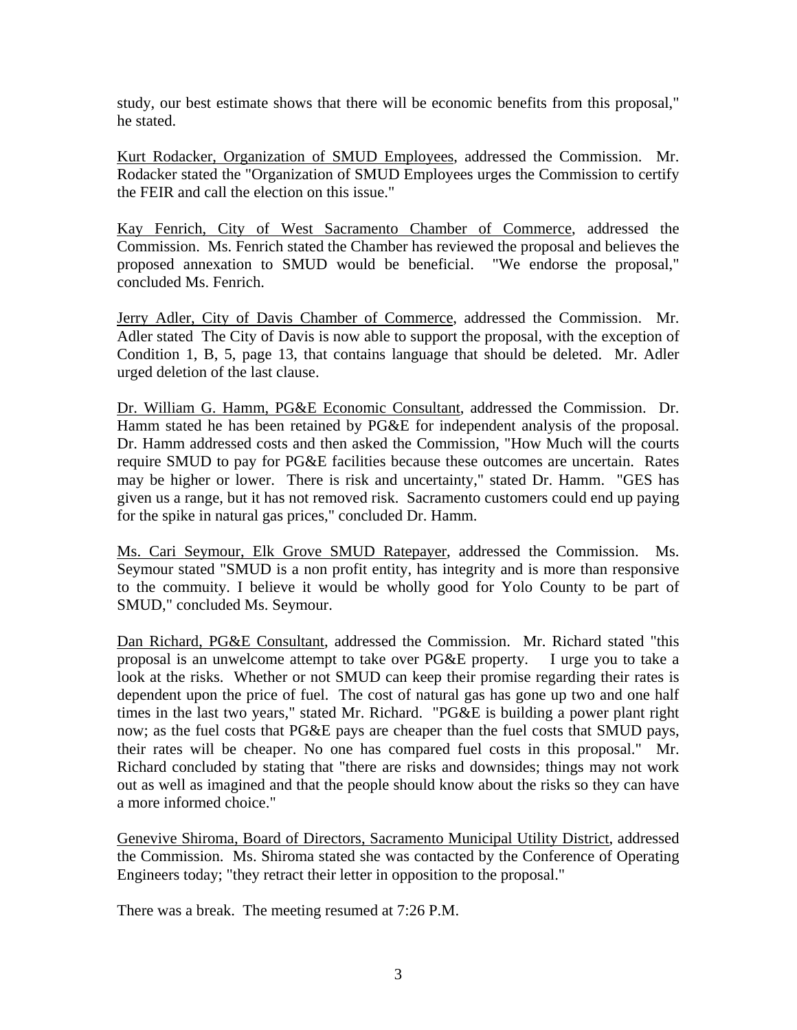study, our best estimate shows that there will be economic benefits from this proposal," he stated.

Kurt Rodacker, Organization of SMUD Employees, addressed the Commission. Mr. Rodacker stated the "Organization of SMUD Employees urges the Commission to certify the FEIR and call the election on this issue."

Kay Fenrich, City of West Sacramento Chamber of Commerce, addressed the Commission. Ms. Fenrich stated the Chamber has reviewed the proposal and believes the proposed annexation to SMUD would be beneficial. "We endorse the proposal," concluded Ms. Fenrich.

Jerry Adler, City of Davis Chamber of Commerce, addressed the Commission. Mr. Adler stated The City of Davis is now able to support the proposal, with the exception of Condition 1, B, 5, page 13, that contains language that should be deleted. Mr. Adler urged deletion of the last clause.

Dr. William G. Hamm, PG&E Economic Consultant, addressed the Commission. Dr. Hamm stated he has been retained by PG&E for independent analysis of the proposal. Dr. Hamm addressed costs and then asked the Commission, "How Much will the courts require SMUD to pay for PG&E facilities because these outcomes are uncertain. Rates may be higher or lower. There is risk and uncertainty," stated Dr. Hamm. "GES has given us a range, but it has not removed risk. Sacramento customers could end up paying for the spike in natural gas prices," concluded Dr. Hamm.

Ms. Cari Seymour, Elk Grove SMUD Ratepayer, addressed the Commission. Ms. Seymour stated "SMUD is a non profit entity, has integrity and is more than responsive to the commuity. I believe it would be wholly good for Yolo County to be part of SMUD," concluded Ms. Seymour.

Dan Richard, PG&E Consultant, addressed the Commission. Mr. Richard stated "this proposal is an unwelcome attempt to take over PG&E property. I urge you to take a look at the risks. Whether or not SMUD can keep their promise regarding their rates is dependent upon the price of fuel. The cost of natural gas has gone up two and one half times in the last two years," stated Mr. Richard. "PG&E is building a power plant right now; as the fuel costs that PG&E pays are cheaper than the fuel costs that SMUD pays, their rates will be cheaper. No one has compared fuel costs in this proposal." Mr. Richard concluded by stating that "there are risks and downsides; things may not work out as well as imagined and that the people should know about the risks so they can have a more informed choice."

Genevive Shiroma, Board of Directors, Sacramento Municipal Utility District, addressed the Commission. Ms. Shiroma stated she was contacted by the Conference of Operating Engineers today; "they retract their letter in opposition to the proposal."

There was a break. The meeting resumed at 7:26 P.M.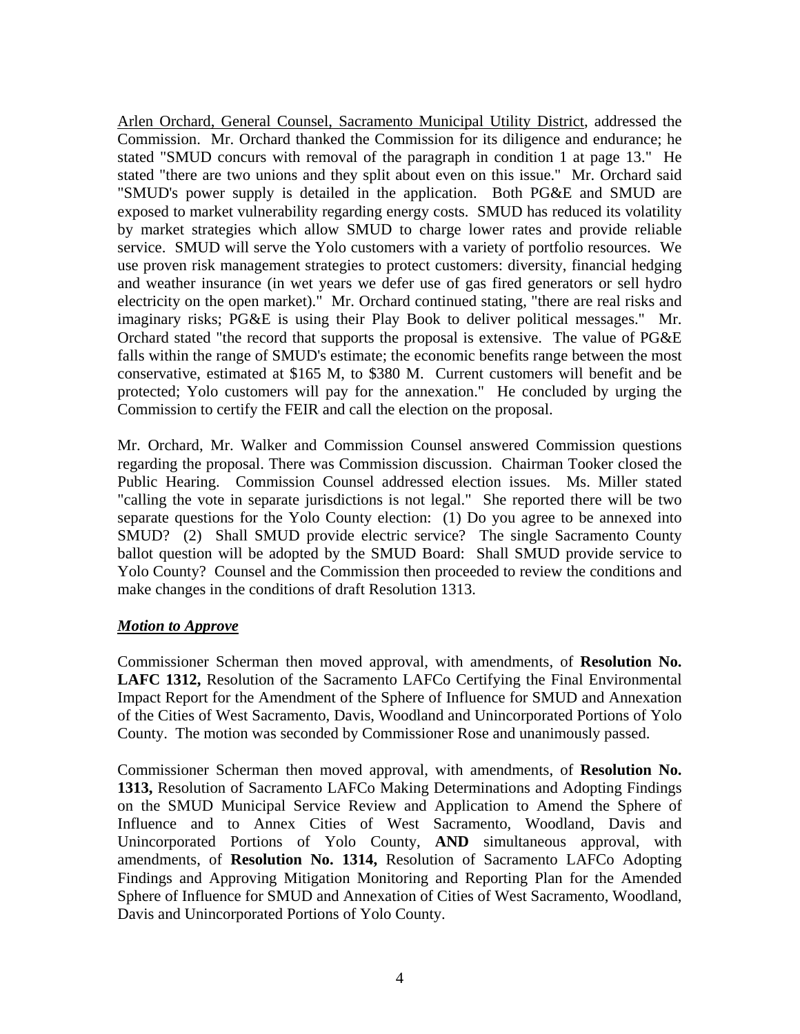Arlen Orchard, General Counsel, Sacramento Municipal Utility District, addressed the Commission. Mr. Orchard thanked the Commission for its diligence and endurance; he stated "SMUD concurs with removal of the paragraph in condition 1 at page 13." He stated "there are two unions and they split about even on this issue." Mr. Orchard said "SMUD's power supply is detailed in the application. Both PG&E and SMUD are exposed to market vulnerability regarding energy costs. SMUD has reduced its volatility by market strategies which allow SMUD to charge lower rates and provide reliable service. SMUD will serve the Yolo customers with a variety of portfolio resources. We use proven risk management strategies to protect customers: diversity, financial hedging and weather insurance (in wet years we defer use of gas fired generators or sell hydro electricity on the open market)." Mr. Orchard continued stating, "there are real risks and imaginary risks; PG&E is using their Play Book to deliver political messages." Mr. Orchard stated "the record that supports the proposal is extensive. The value of PG&E falls within the range of SMUD's estimate; the economic benefits range between the most conservative, estimated at $165 M, to $380 M. Current customers will benefit and be protected; Yolo customers will pay for the annexation." He concluded by urging the Commission to certify the FEIR and call the election on the proposal.

Mr. Orchard, Mr. Walker and Commission Counsel answered Commission questions regarding the proposal. There was Commission discussion. Chairman Tooker closed the Public Hearing. Commission Counsel addressed election issues. Ms. Miller stated "calling the vote in separate jurisdictions is not legal." She reported there will be two separate questions for the Yolo County election: (1) Do you agree to be annexed into SMUD? (2) Shall SMUD provide electric service? The single Sacramento County ballot question will be adopted by the SMUD Board: Shall SMUD provide service to Yolo County? Counsel and the Commission then proceeded to review the conditions and make changes in the conditions of draft Resolution 1313.

***Motion to Approve***

Commissioner Scherman then moved approval, with amendments, of **Resolution No. LAFC 1312,** Resolution of the Sacramento LAFCo Certifying the Final Environmental Impact Report for the Amendment of the Sphere of Influence for SMUD and Annexation of the Cities of West Sacramento, Davis, Woodland and Unincorporated Portions of Yolo County. The motion was seconded by Commissioner Rose and unanimously passed.

Commissioner Scherman then moved approval, with amendments, of **Resolution No. 1313,** Resolution of Sacramento LAFCo Making Determinations and Adopting Findings on the SMUD Municipal Service Review and Application to Amend the Sphere of Influence and to Annex Cities of West Sacramento, Woodland, Davis and Unincorporated Portions of Yolo County, **AND** simultaneous approval, with amendments, of **Resolution No. 1314,** Resolution of Sacramento LAFCo Adopting Findings and Approving Mitigation Monitoring and Reporting Plan for the Amended Sphere of Influence for SMUD and Annexation of Cities of West Sacramento, Woodland, Davis and Unincorporated Portions of Yolo County.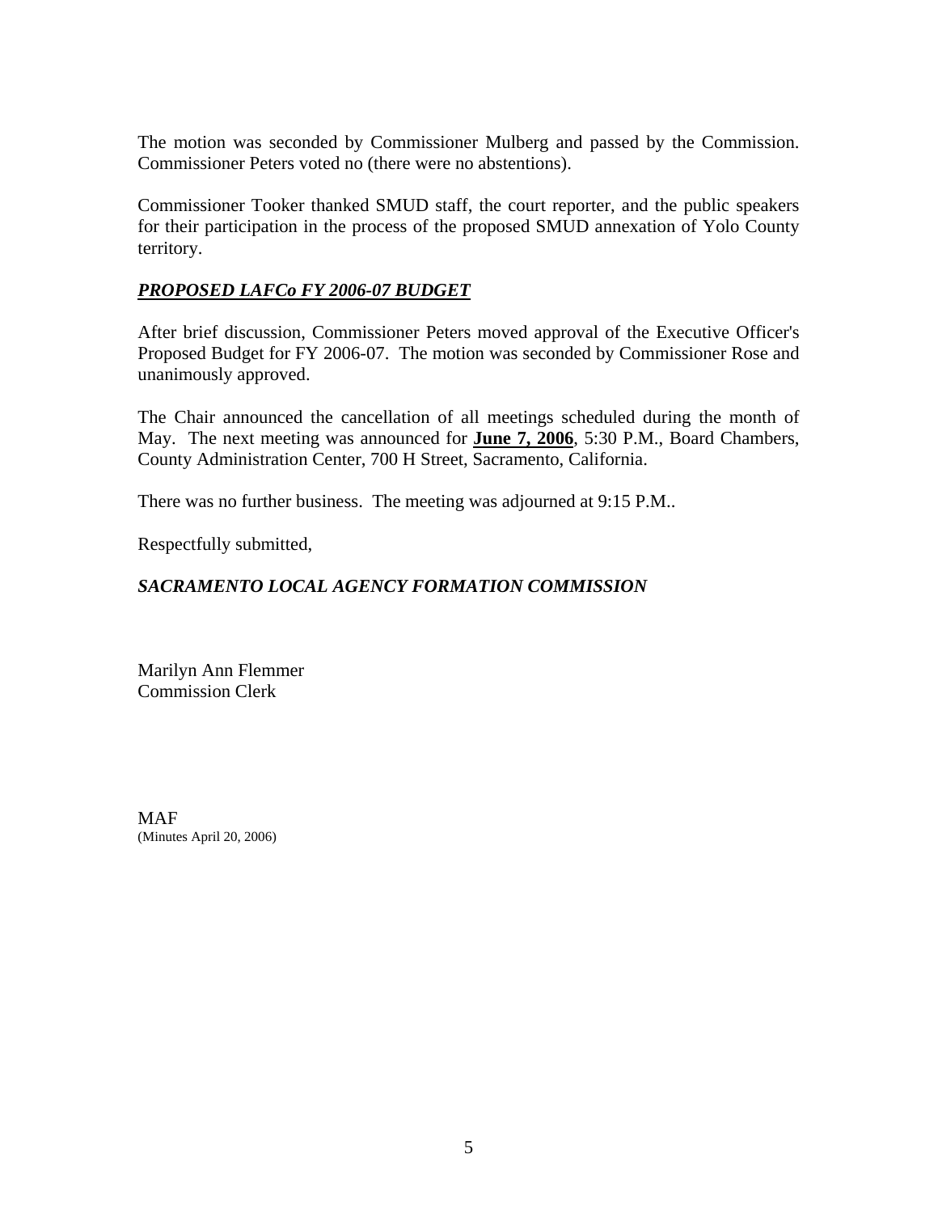The motion was seconded by Commissioner Mulberg and passed by the Commission. Commissioner Peters voted no (there were no abstentions).

Commissioner Tooker thanked SMUD staff, the court reporter, and the public speakers for their participation in the process of the proposed SMUD annexation of Yolo County territory.

***PROPOSED LAFCo FY 2006-07 BUDGET***

After brief discussion, Commissioner Peters moved approval of the Executive Officer's Proposed Budget for FY 2006-07. The motion was seconded by Commissioner Rose and unanimously approved.

The Chair announced the cancellation of all meetings scheduled during the month of May. The next meeting was announced for **June 7, 2006**, 5:30 P.M., Board Chambers, County Administration Center, 700 H Street, Sacramento, California.

There was no further business. The meeting was adjourned at 9:15 P.M..

Respectfully submitted,

***SACRAMENTO LOCAL AGENCY FORMATION COMMISSION***

Marilyn Ann Flemmer
Commission Clerk

MAF
(Minutes April 20, 2006)